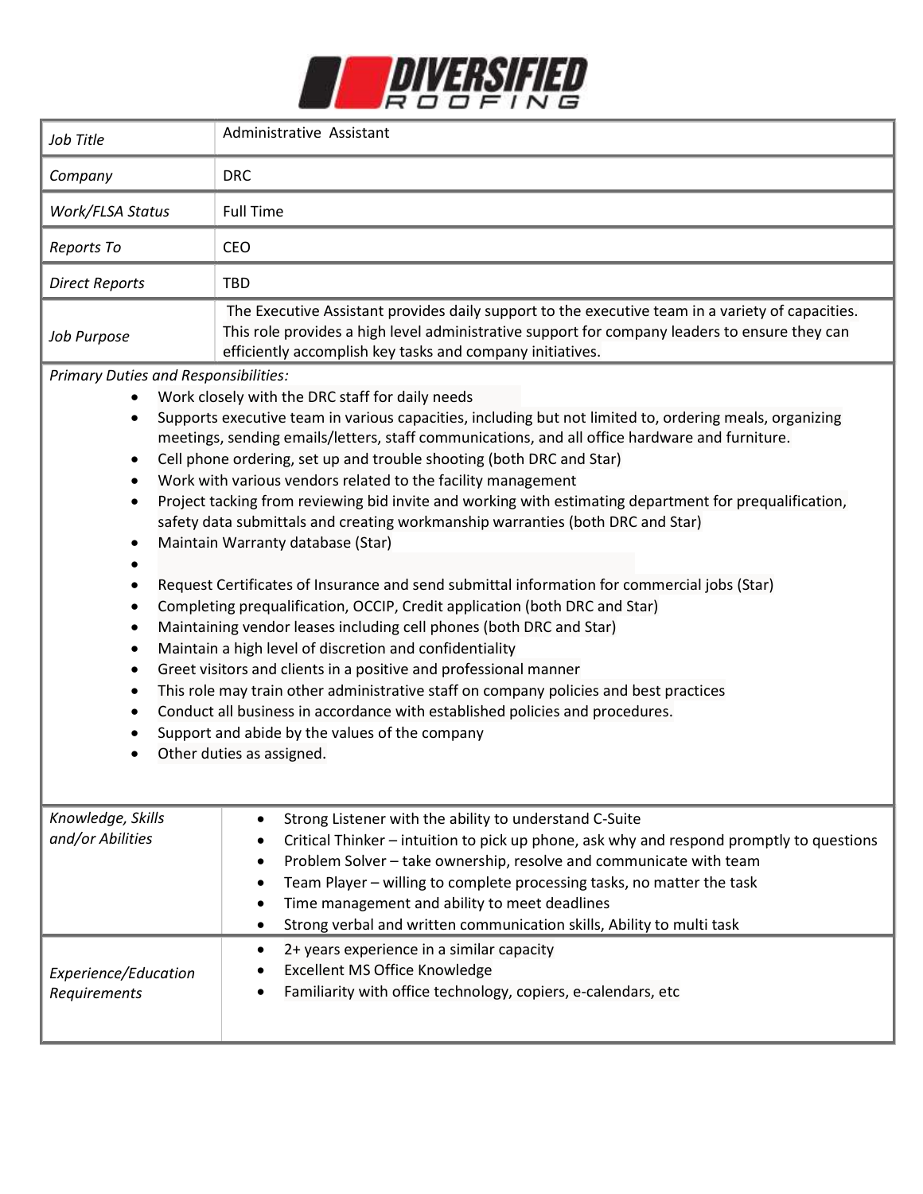# DIVERSIFIED ROOFING

| | |
|---|---|
| *Job Title* | Administrative Assistant |
| *Company* | DRC |
| *Work/FLSA Status* | Full Time |
| *Reports To* | CEO |
| *Direct Reports* | TBD |
| *Job Purpose* | The Executive Assistant provides daily support to the executive team in a variety of capacities. This role provides a high level administrative support for company leaders to ensure they can efficiently accomplish key tasks and company initiatives. |

*Primary Duties and Responsibilities:*

- Work closely with the DRC staff for daily needs
- Supports executive team in various capacities, including but not limited to, ordering meals, organizing meetings, sending emails/letters, staff communications, and all office hardware and furniture.
- Cell phone ordering, set up and trouble shooting (both DRC and Star)
- Work with various vendors related to the facility management
- Project tacking from reviewing bid invite and working with estimating department for prequalification, safety data submittals and creating workmanship warranties (both DRC and Star)
- Maintain Warranty database (Star)
- 
- Request Certificates of Insurance and send submittal information for commercial jobs (Star)
- Completing prequalification, OCCIP, Credit application (both DRC and Star)
- Maintaining vendor leases including cell phones (both DRC and Star)
- Maintain a high level of discretion and confidentiality
- Greet visitors and clients in a positive and professional manner
- This role may train other administrative staff on company policies and best practices
- Conduct all business in accordance with established policies and procedures.
- Support and abide by the values of the company
- Other duties as assigned.

| | |
|---|---|
| *Knowledge, Skills and/or Abilities* | • Strong Listener with the ability to understand C-Suite<br>• Critical Thinker – intuition to pick up phone, ask why and respond promptly to questions<br>• Problem Solver – take ownership, resolve and communicate with team<br>• Team Player – willing to complete processing tasks, no matter the task<br>• Time management and ability to meet deadlines<br>• Strong verbal and written communication skills, Ability to multi task |
| *Experience/Education Requirements* | • 2+ years experience in a similar capacity<br>• Excellent MS Office Knowledge<br>• Familiarity with office technology, copiers, e-calendars, etc |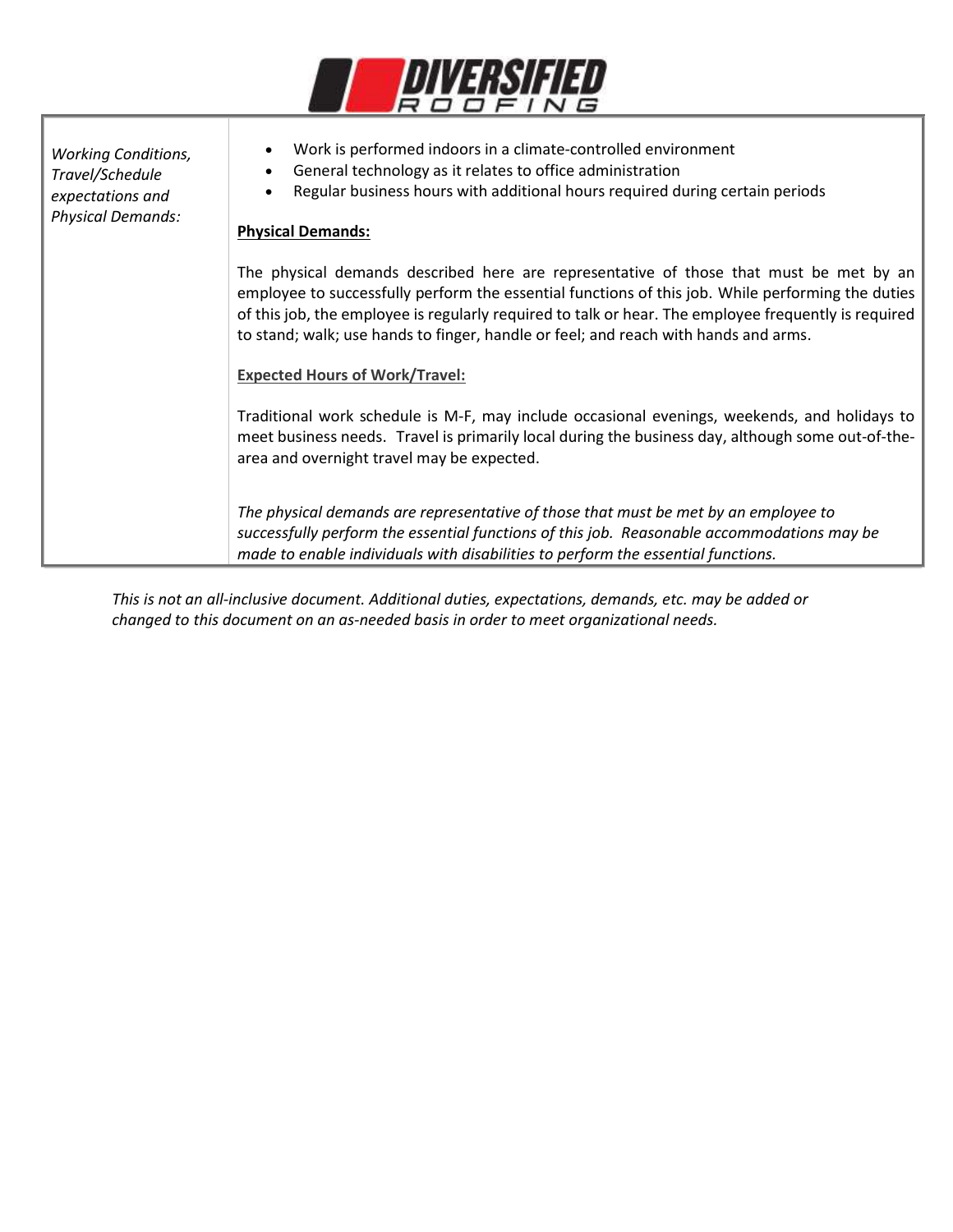| | |
|---|---|
| *Working Conditions, Travel/Schedule expectations and Physical Demands:* | • Work is performed indoors in a climate-controlled environment<br>• General technology as it relates to office administration<br>• Regular business hours with additional hours required during certain periods<br><br>**<u>Physical Demands:</u>**<br><br>The physical demands described here are representative of those that must be met by an employee to successfully perform the essential functions of this job. While performing the duties of this job, the employee is regularly required to talk or hear. The employee frequently is required to stand; walk; use hands to finger, handle or feel; and reach with hands and arms.<br><br>**<u>Expected Hours of Work/Travel:</u>**<br><br>Traditional work schedule is M-F, may include occasional evenings, weekends, and holidays to meet business needs. Travel is primarily local during the business day, although some out-of-the-area and overnight travel may be expected.<br><br>*The physical demands are representative of those that must be met by an employee to successfully perform the essential functions of this job. Reasonable accommodations may be made to enable individuals with disabilities to perform the essential functions.* |

*This is not an all-inclusive document. Additional duties, expectations, demands, etc. may be added or changed to this document on an as-needed basis in order to meet organizational needs.*